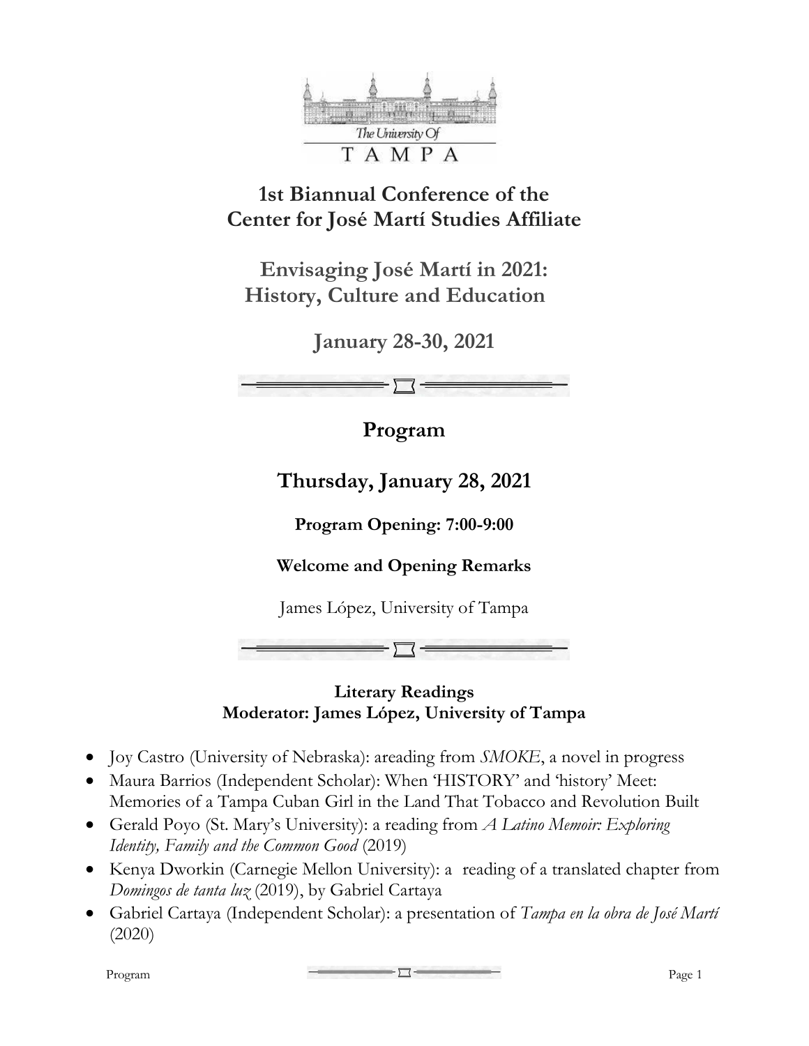The University Of

TAMPA

# 1st Biannual Conference of the Center for José Martí Studies Affiliate

## Envisaging José Martí in 2021: History, Culture and Education

## January 28-30, 2021

## Program

## Thursday, January 28, 2021

**Program Opening: 7:00-9:00**

**Welcome and Opening Remarks**

James López, University of Tampa

**Literary Readings**
**Moderator: James López, University of Tampa**

- Joy Castro (University of Nebraska): areading from *SMOKE*, a novel in progress
- Maura Barrios (Independent Scholar): When 'HISTORY' and 'history' Meet: Memories of a Tampa Cuban Girl in the Land That Tobacco and Revolution Built
- Gerald Poyo (St. Mary's University): a reading from *A Latino Memoir: Exploring Identity, Family and the Common Good* (2019)
- Kenya Dworkin (Carnegie Mellon University): a reading of a translated chapter from *Domingos de tanta luz* (2019), by Gabriel Cartaya
- Gabriel Cartaya (Independent Scholar): a presentation of *Tampa en la obra de José Martí* (2020)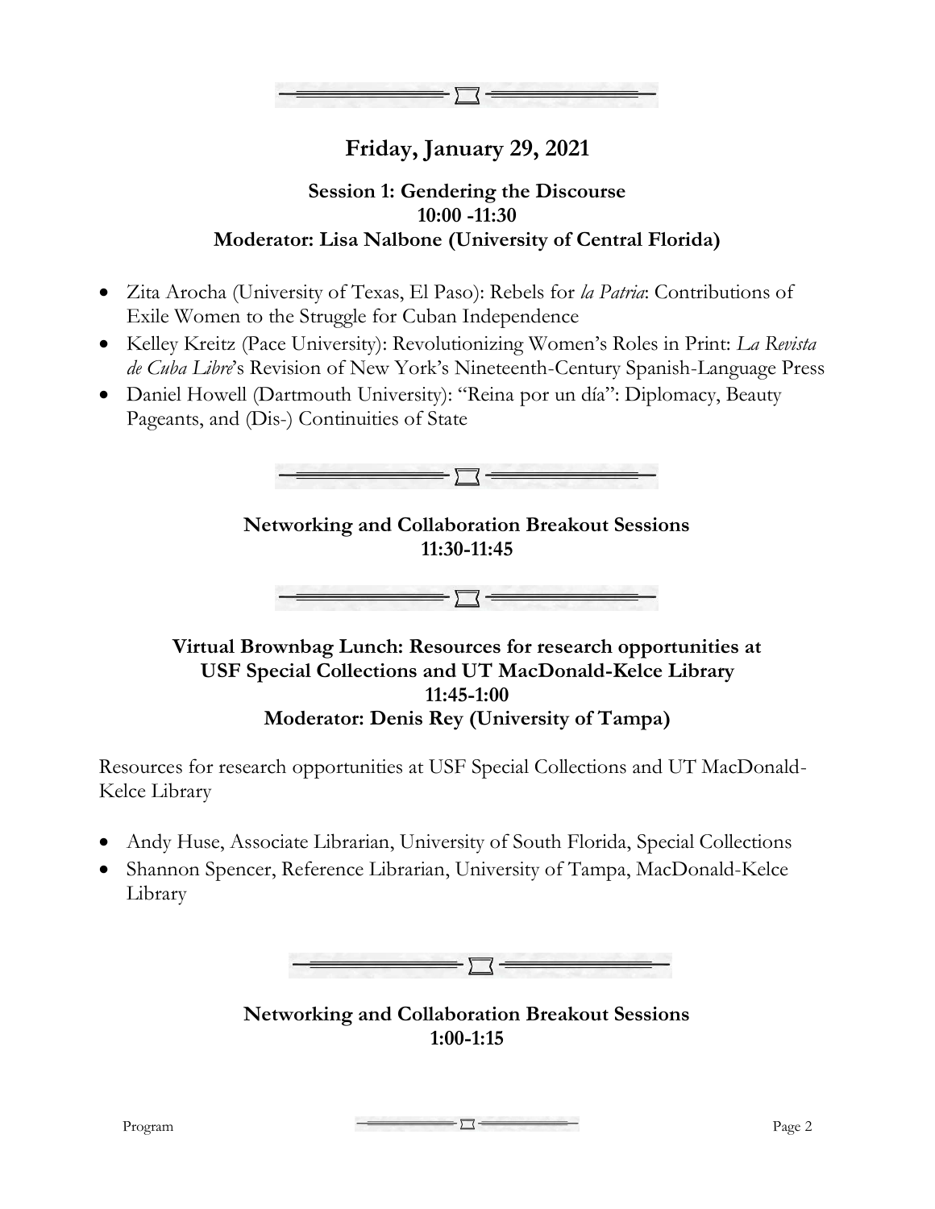## Friday, January 29, 2021

### Session 1: Gendering the Discourse
**10:00 -11:30**
**Moderator: Lisa Nalbone (University of Central Florida)**

- Zita Arocha (University of Texas, El Paso): Rebels for *la Patria*: Contributions of Exile Women to the Struggle for Cuban Independence
- Kelley Kreitz (Pace University): Revolutionizing Women's Roles in Print: *La Revista de Cuba Libre*'s Revision of New York's Nineteenth-Century Spanish-Language Press
- Daniel Howell (Dartmouth University): "Reina por un día": Diplomacy, Beauty Pageants, and (Dis-) Continuities of State

### Networking and Collaboration Breakout Sessions
**11:30-11:45**

### Virtual Brownbag Lunch: Resources for research opportunities at USF Special Collections and UT MacDonald-Kelce Library
**11:45-1:00**
**Moderator: Denis Rey (University of Tampa)**

Resources for research opportunities at USF Special Collections and UT MacDonald-Kelce Library

- Andy Huse, Associate Librarian, University of South Florida, Special Collections
- Shannon Spencer, Reference Librarian, University of Tampa, MacDonald-Kelce Library

### Networking and Collaboration Breakout Sessions
**1:00-1:15**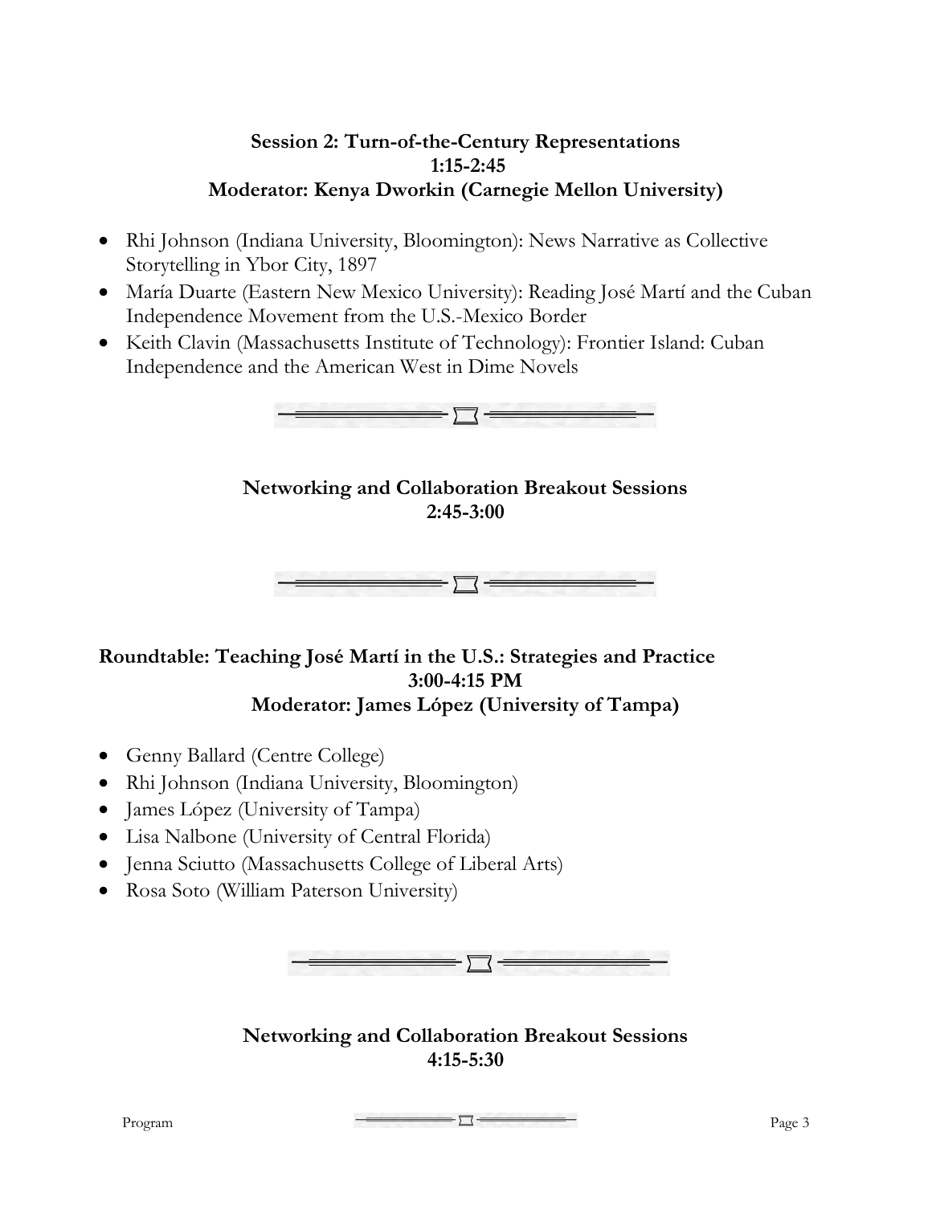### Session 2: Turn-of-the-Century Representations
**1:15-2:45**
**Moderator: Kenya Dworkin (Carnegie Mellon University)**

- Rhi Johnson (Indiana University, Bloomington): News Narrative as Collective Storytelling in Ybor City, 1897
- María Duarte (Eastern New Mexico University): Reading José Martí and the Cuban Independence Movement from the U.S.-Mexico Border
- Keith Clavin (Massachusetts Institute of Technology): Frontier Island: Cuban Independence and the American West in Dime Novels

### Networking and Collaboration Breakout Sessions
**2:45-3:00**

### Roundtable: Teaching José Martí in the U.S.: Strategies and Practice
**3:00-4:15 PM**
**Moderator: James López (University of Tampa)**

- Genny Ballard (Centre College)
- Rhi Johnson (Indiana University, Bloomington)
- James López (University of Tampa)
- Lisa Nalbone (University of Central Florida)
- Jenna Sciutto (Massachusetts College of Liberal Arts)
- Rosa Soto (William Paterson University)

### Networking and Collaboration Breakout Sessions
**4:15-5:30**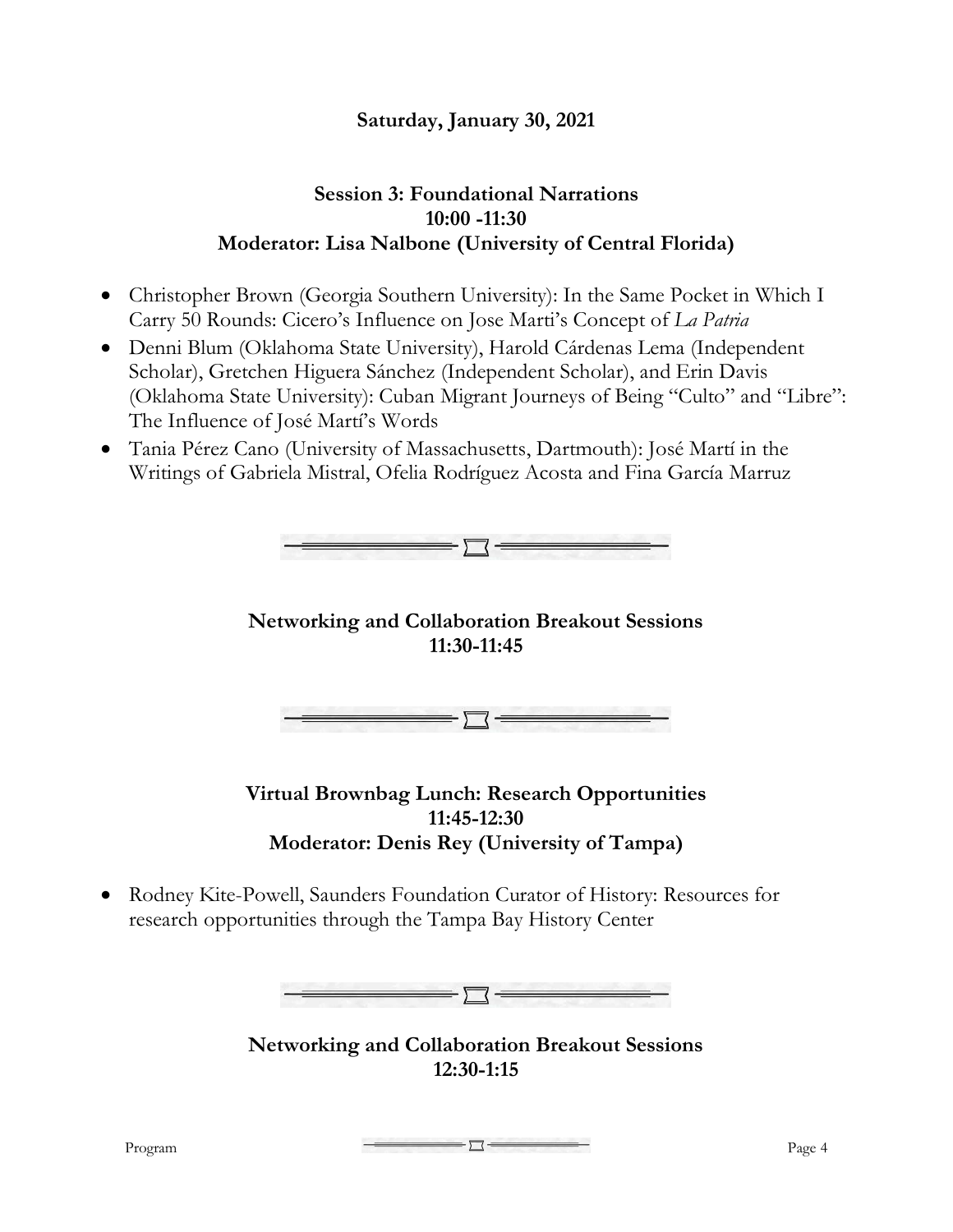**Saturday, January 30, 2021**

## Session 3: Foundational Narrations
**10:00 -11:30**
**Moderator: Lisa Nalbone (University of Central Florida)**

- Christopher Brown (Georgia Southern University): In the Same Pocket in Which I Carry 50 Rounds: Cicero's Influence on Jose Marti's Concept of *La Patria*
- Denni Blum (Oklahoma State University), Harold Cárdenas Lema (Independent Scholar), Gretchen Higuera Sánchez (Independent Scholar), and Erin Davis (Oklahoma State University): Cuban Migrant Journeys of Being "Culto" and "Libre": The Influence of José Martí's Words
- Tania Pérez Cano (University of Massachusetts, Dartmouth): José Martí in the Writings of Gabriela Mistral, Ofelia Rodríguez Acosta and Fina García Marruz

## Networking and Collaboration Breakout Sessions
**11:30-11:45**

## Virtual Brownbag Lunch: Research Opportunities
**11:45-12:30**
**Moderator: Denis Rey (University of Tampa)**

- Rodney Kite-Powell, Saunders Foundation Curator of History: Resources for research opportunities through the Tampa Bay History Center

## Networking and Collaboration Breakout Sessions
**12:30-1:15**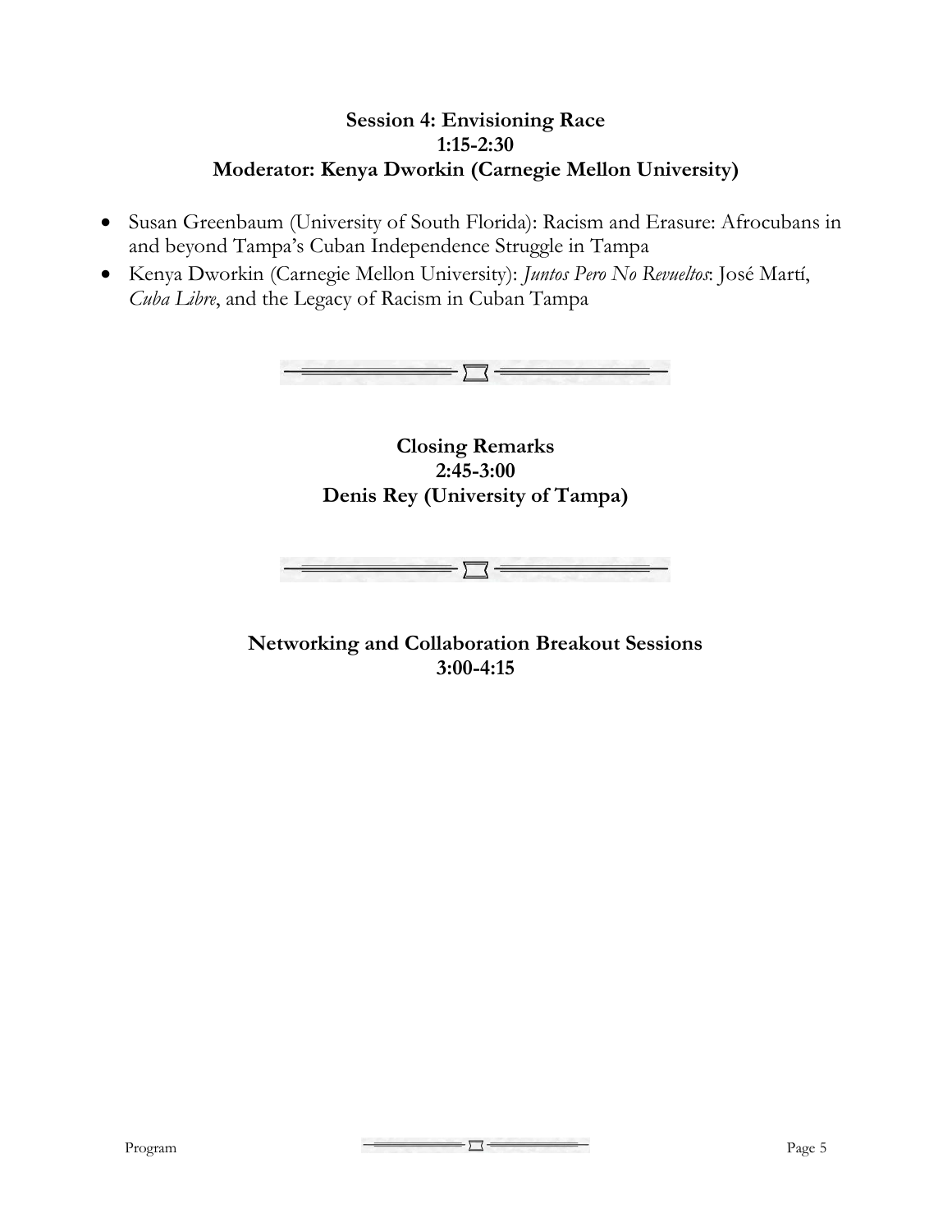**Session 4: Envisioning Race**
**1:15-2:30**
**Moderator: Kenya Dworkin (Carnegie Mellon University)**

- Susan Greenbaum (University of South Florida): Racism and Erasure: Afrocubans in and beyond Tampa's Cuban Independence Struggle in Tampa
- Kenya Dworkin (Carnegie Mellon University): *Juntos Pero No Revueltos*: José Martí, *Cuba Libre*, and the Legacy of Racism in Cuban Tampa

**Closing Remarks**
**2:45-3:00**
**Denis Rey (University of Tampa)**

**Networking and Collaboration Breakout Sessions**
**3:00-4:15**